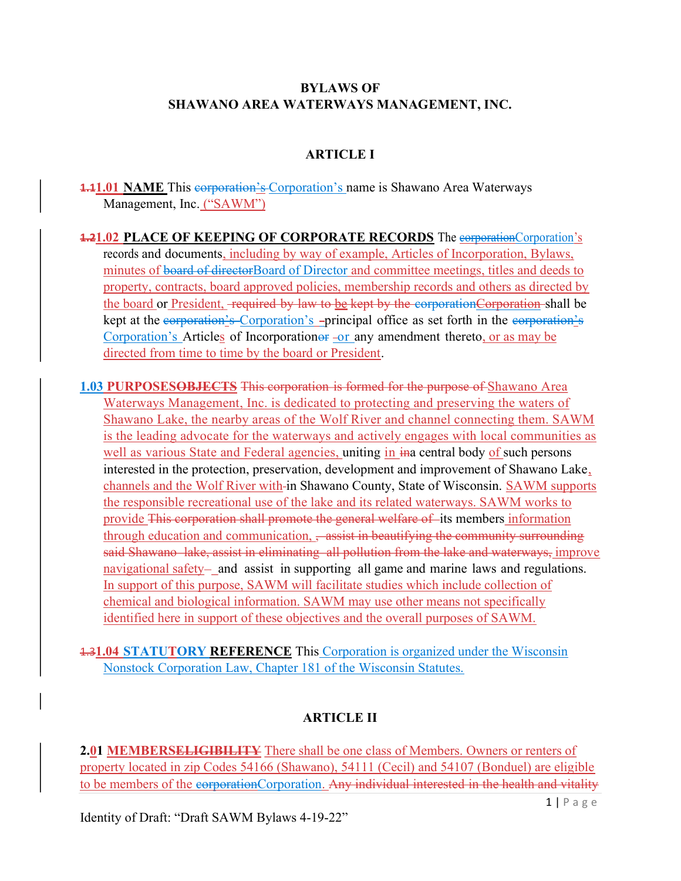**BYLAWS OF**
**SHAWANO AREA WATERWAYS MANAGEMENT, INC.**

## ARTICLE I

~~1.1~~**1.01** **NAME** This ~~corporation's~~ Corporation's name is Shawano Area Waterways Management, Inc. ("SAWM")

~~1.2~~**1.02** **PLACE OF KEEPING OF CORPORATE RECORDS** The ~~corporation~~Corporation's records and documents, including by way of example, Articles of Incorporation, Bylaws, minutes of ~~board of director~~Board of Director and committee meetings, titles and deeds to property, contracts, board approved policies, membership records and others as directed by the board or President, ~~required by law to be kept by the corporation~~ ~~Corporation~~ shall be kept at the ~~corporation's~~ Corporation's principal office as set forth in the ~~corporation's~~ Corporation's Articles of Incorporation~~or~~ or any amendment thereto, or as may be directed from time to time by the board or President.

**1.03 PURPOSES~~OBJECTS~~** ~~This corporation is formed for the purpose of~~ Shawano Area Waterways Management, Inc. is dedicated to protecting and preserving the waters of Shawano Lake, the nearby areas of the Wolf River and channel connecting them. SAWM is the leading advocate for the waterways and actively engages with local communities as well as various State and Federal agencies, uniting in ~~in~~a central body of such persons interested in the protection, preservation, development and improvement of Shawano Lake, channels and the Wolf River ~~with~~ in Shawano County, State of Wisconsin. SAWM supports the responsible recreational use of the lake and its related waterways. SAWM works to provide ~~This corporation shall promote the general welfare of~~ its members information through education and communication, ~~, assist in beautifying the community surrounding said Shawano lake, assist in eliminating all pollution from the lake and waterways,~~ improve navigational safety~~–~~ and assist in supporting all game and marine laws and regulations. In support of this purpose, SAWM will facilitate studies which include collection of chemical and biological information. SAWM may use other means not specifically identified here in support of these objectives and the overall purposes of SAWM.

~~1.3~~**1.04** **STATUTORY REFERENCE** This Corporation is organized under the Wisconsin Nonstock Corporation Law, Chapter 181 of the Wisconsin Statutes.

## ARTICLE II

**2.01** **MEMBERS~~ELIGIBILITY~~** There shall be one class of Members. Owners or renters of property located in zip Codes 54166 (Shawano), 54111 (Cecil) and 54107 (Bonduel) are eligible to be members of the ~~corporation~~Corporation. ~~Any individual interested in the health and vitality~~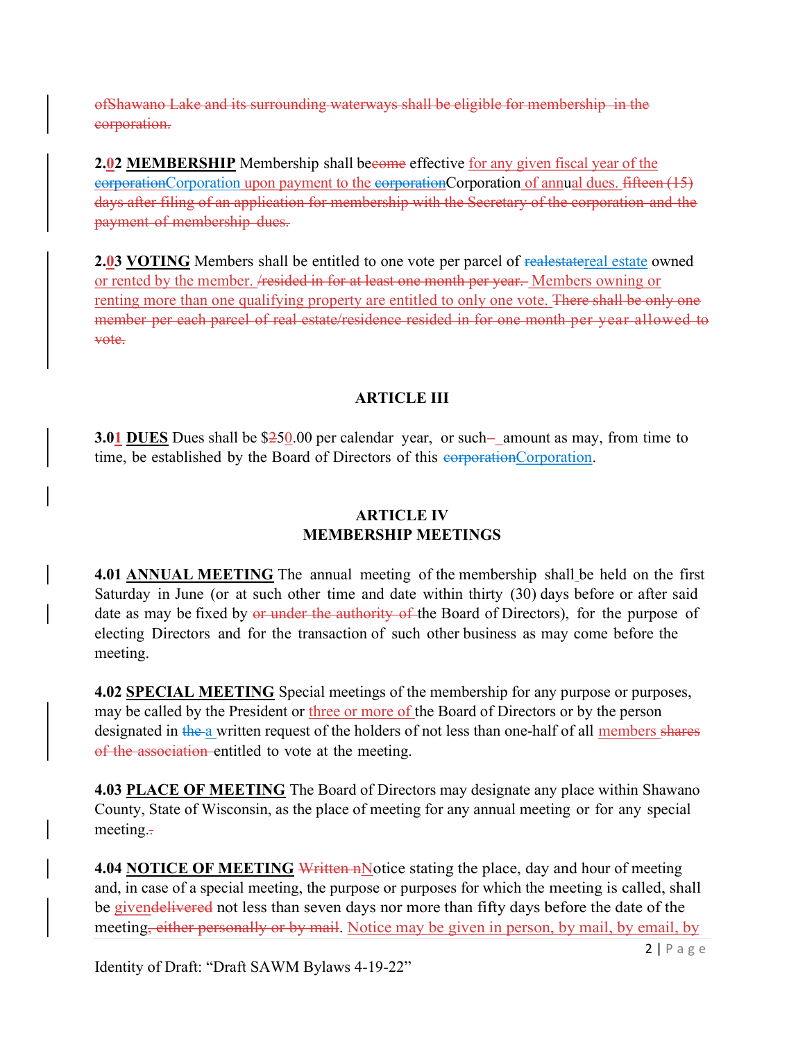ofShawano Lake and its surrounding waterways shall be eligible for membership in the corporation.

**2.02 MEMBERSHIP** Membership shall become effective for any given fiscal year of the corporationCorporation upon payment to the corporationCorporation of annual dues. fifteen (15) days after filing of an application for membership with the Secretary of the corporation and the payment of membership dues.

**2.03 VOTING** Members shall be entitled to one vote per parcel of realestatereal estate owned or rented by the member. /resided in for at least one month per year. Members owning or renting more than one qualifying property are entitled to only one vote. There shall be only one member per each parcel of real estate/residence resided in for one month per year allowed to vote.

## ARTICLE III

**3.01 DUES** Dues shall be $250.00 per calendar year, or such–_amount as may, from time to time, be established by the Board of Directors of this corporationCorporation.

## ARTICLE IV
## MEMBERSHIP MEETINGS

**4.01 ANNUAL MEETING** The annual meeting of the membership shall be held on the first Saturday in June (or at such other time and date within thirty (30) days before or after said date as may be fixed by or under the authority of the Board of Directors), for the purpose of electing Directors and for the transaction of such other business as may come before the meeting.

**4.02 SPECIAL MEETING** Special meetings of the membership for any purpose or purposes, may be called by the President or three or more of the Board of Directors or by the person designated in the a written request of the holders of not less than one-half of all members shares of the association entitled to vote at the meeting.

**4.03 PLACE OF MEETING** The Board of Directors may designate any place within Shawano County, State of Wisconsin, as the place of meeting for any annual meeting or for any special meeting..

**4.04 NOTICE OF MEETING** Written nNotice stating the place, day and hour of meeting and, in case of a special meeting, the purpose or purposes for which the meeting is called, shall be givendelivered not less than seven days nor more than fifty days before the date of the meeting, either personally or by mail. Notice may be given in person, by mail, by email, by

Identity of Draft: "Draft SAWM Bylaws 4-19-22"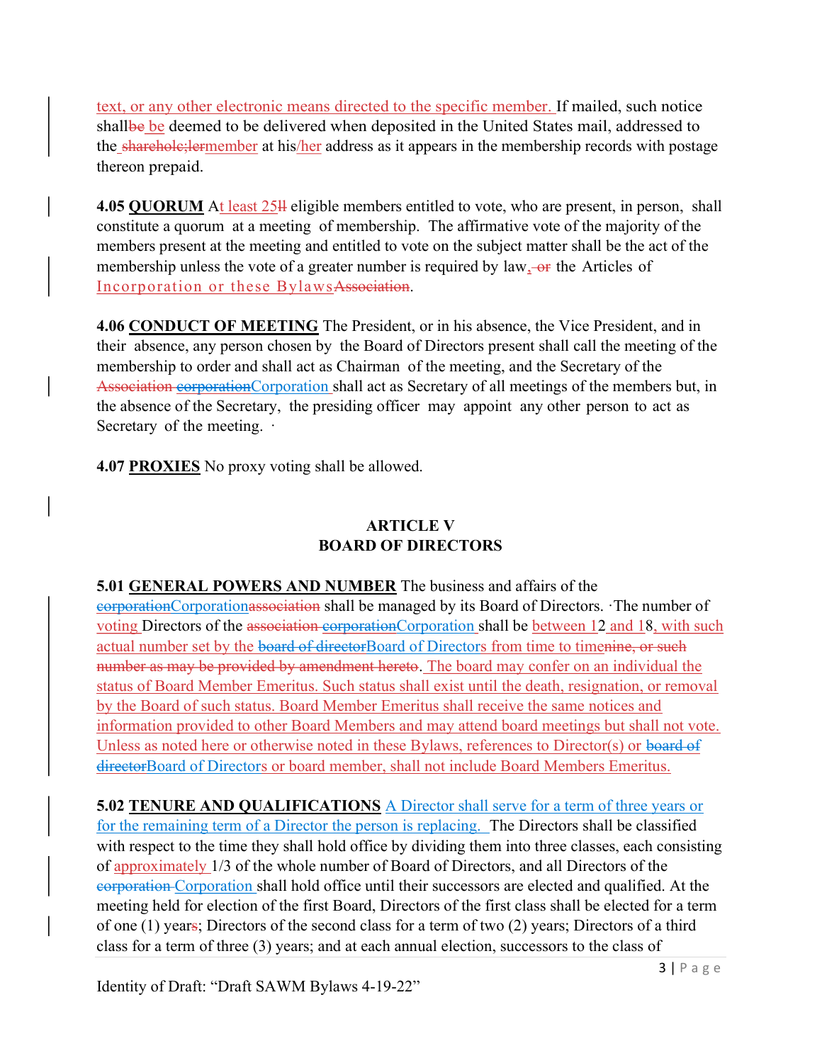text, or any other electronic means directed to the specific member. If mailed, such notice shall~~be~~ be deemed to be delivered when deposited in the United States mail, addressed to the ~~sharehole;ler~~member at his/her address as it appears in the membership records with postage thereon prepaid.

**4.05 QUORUM** At least 25~~ll~~ eligible members entitled to vote, who are present, in person, shall constitute a quorum at a meeting of membership. The affirmative vote of the majority of the members present at the meeting and entitled to vote on the subject matter shall be the act of the membership unless the vote of a greater number is required by law, ~~or~~ the Articles of Incorporation or these Bylaws~~Association~~.

**4.06 CONDUCT OF MEETING** The President, or in his absence, the Vice President, and in their absence, any person chosen by the Board of Directors present shall call the meeting of the membership to order and shall act as Chairman of the meeting, and the Secretary of the ~~Association~~ ~~corporation~~Corporation shall act as Secretary of all meetings of the members but, in the absence of the Secretary, the presiding officer may appoint any other person to act as Secretary of the meeting. ·

**4.07 PROXIES** No proxy voting shall be allowed.

## ARTICLE V
## BOARD OF DIRECTORS

**5.01 GENERAL POWERS AND NUMBER** The business and affairs of the ~~corporation~~Corporation~~association~~ shall be managed by its Board of Directors. ·The number of voting Directors of the ~~association~~ ~~corporation~~Corporation shall be between 12 and 18, with such actual number set by the ~~board of director~~Board of Directors from time to time~~nine, or such number as may be provided by amendment hereto~~. The board may confer on an individual the status of Board Member Emeritus. Such status shall exist until the death, resignation, or removal by the Board of such status. Board Member Emeritus shall receive the same notices and information provided to other Board Members and may attend board meetings but shall not vote. Unless as noted here or otherwise noted in these Bylaws, references to Director(s) or ~~board of director~~Board of Directors or board member, shall not include Board Members Emeritus.

**5.02 TENURE AND QUALIFICATIONS** A Director shall serve for a term of three years or for the remaining term of a Director the person is replacing. The Directors shall be classified with respect to the time they shall hold office by dividing them into three classes, each consisting of approximately 1/3 of the whole number of Board of Directors, and all Directors of the ~~corporation~~ Corporation shall hold office until their successors are elected and qualified. At the meeting held for election of the first Board, Directors of the first class shall be elected for a term of one (1) year~~s~~; Directors of the second class for a term of two (2) years; Directors of a third class for a term of three (3) years; and at each annual election, successors to the class of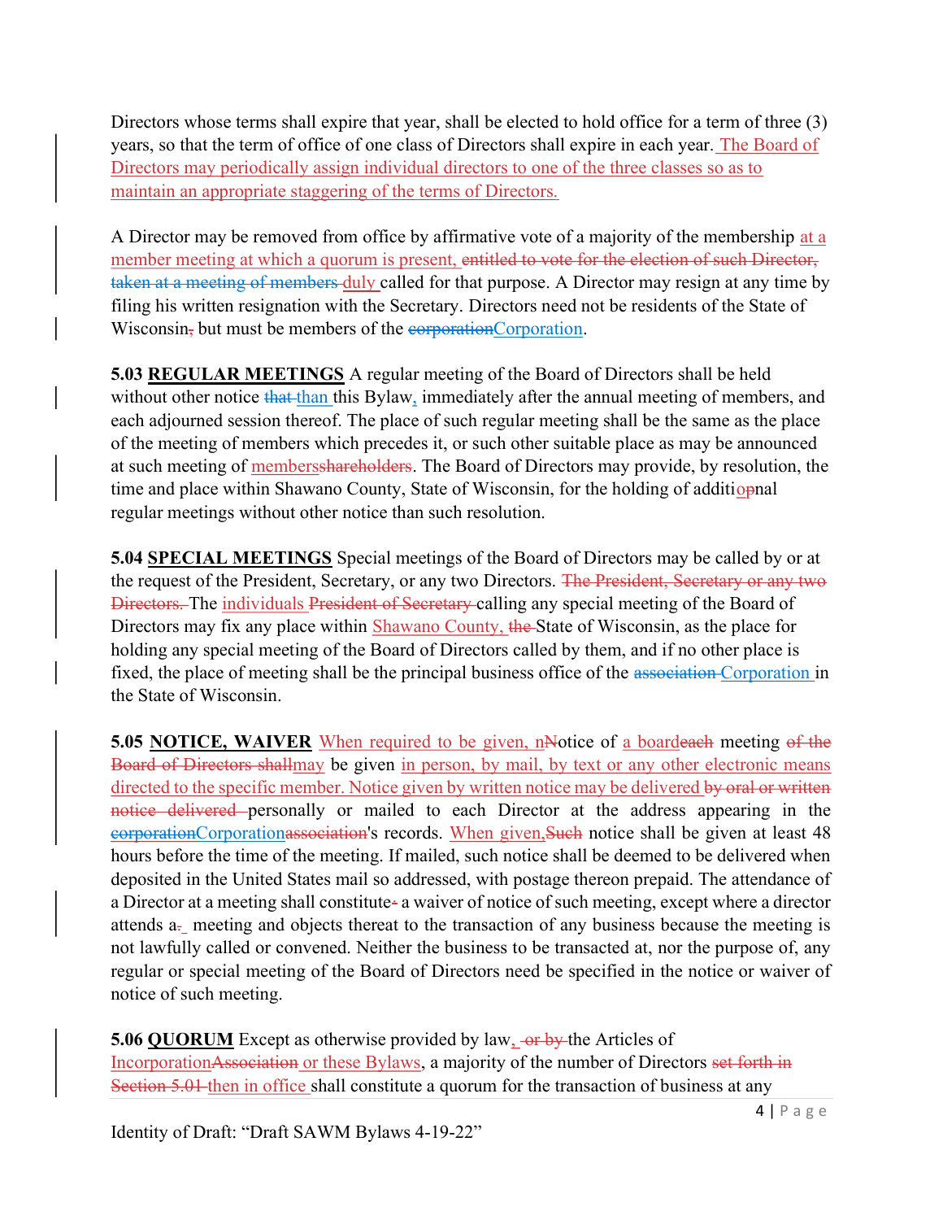Directors whose terms shall expire that year, shall be elected to hold office for a term of three (3) years, so that the term of office of one class of Directors shall expire in each year. The Board of Directors may periodically assign individual directors to one of the three classes so as to maintain an appropriate staggering of the terms of Directors.

A Director may be removed from office by affirmative vote of a majority of the membership at a member meeting at which a quorum is present, ~~entitled to vote for the election of such Director, taken at a meeting of members~~ duly called for that purpose. A Director may resign at any time by filing his written resignation with the Secretary. Directors need not be residents of the State of Wisconsin~~,~~ but must be members of the ~~corporation~~Corporation.

**5.03 REGULAR MEETINGS** A regular meeting of the Board of Directors shall be held without other notice ~~that~~ than this Bylaw, immediately after the annual meeting of members, and each adjourned session thereof. The place of such regular meeting shall be the same as the place of the meeting of members which precedes it, or such other suitable place as may be announced at such meeting of members~~shareholders~~. The Board of Directors may provide, by resolution, the time and place within Shawano County, State of Wisconsin, for the holding of additio~~p~~nal regular meetings without other notice than such resolution.

**5.04 SPECIAL MEETINGS** Special meetings of the Board of Directors may be called by or at the request of the President, Secretary, or any two Directors. ~~The President, Secretary or any two Directors.~~ The individuals ~~President of Secretary~~ calling any special meeting of the Board of Directors may fix any place within Shawano County, ~~the~~ State of Wisconsin, as the place for holding any special meeting of the Board of Directors called by them, and if no other place is fixed, the place of meeting shall be the principal business office of the ~~association~~ Corporation in the State of Wisconsin.

**5.05 NOTICE, WAIVER** When required to be given, n~~N~~otice of a board~~each~~ meeting ~~of the Board of Directors shall~~may be given in person, by mail, by text or any other electronic means directed to the specific member. Notice given by written notice may be delivered ~~by oral or written notice delivered~~ personally or mailed to each Director at the address appearing in the ~~corporation~~Corporation~~association~~'s records. When given,~~Such~~ notice shall be given at least 48 hours before the time of the meeting. If mailed, such notice shall be deemed to be delivered when deposited in the United States mail so addressed, with postage thereon prepaid. The attendance of a Director at a meeting shall constitute~~-~~ a waiver of notice of such meeting, except where a director attends a~~.~~ meeting and objects thereat to the transaction of any business because the meeting is not lawfully called or convened. Neither the business to be transacted at, nor the purpose of, any regular or special meeting of the Board of Directors need be specified in the notice or waiver of notice of such meeting.

**5.06 QUORUM** Except as otherwise provided by law, ~~or by~~ the Articles of Incorporation~~Association~~ or these Bylaws, a majority of the number of Directors ~~set forth in Section 5.01~~ then in office shall constitute a quorum for the transaction of business at any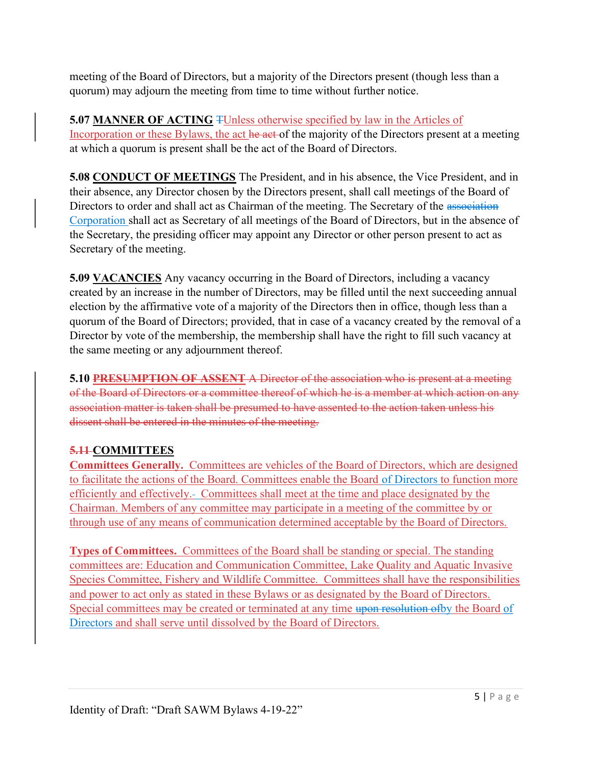meeting of the Board of Directors, but a majority of the Directors present (though less than a quorum) may adjourn the meeting from time to time without further notice.

**5.07 MANNER OF ACTING** ~~T~~Unless otherwise specified by law in the Articles of Incorporation or these Bylaws, the act ~~he act~~ of the majority of the Directors present at a meeting at which a quorum is present shall be the act of the Board of Directors.

**5.08 CONDUCT OF MEETINGS** The President, and in his absence, the Vice President, and in their absence, any Director chosen by the Directors present, shall call meetings of the Board of Directors to order and shall act as Chairman of the meeting. The Secretary of the ~~association~~ Corporation shall act as Secretary of all meetings of the Board of Directors, but in the absence of the Secretary, the presiding officer may appoint any Director or other person present to act as Secretary of the meeting.

**5.09 VACANCIES** Any vacancy occurring in the Board of Directors, including a vacancy created by an increase in the number of Directors, may be filled until the next succeeding annual election by the affirmative vote of a majority of the Directors then in office, though less than a quorum of the Board of Directors; provided, that in case of a vacancy created by the removal of a Director by vote of the membership, the membership shall have the right to fill such vacancy at the same meeting or any adjournment thereof.

**5.10 ~~PRESUMPTION OF ASSENT~~** ~~A Director of the association who is present at a meeting of the Board of Directors or a committee thereof of which he is a member at which action on any association matter is taken shall be presumed to have assented to the action taken unless his dissent shall be entered in the minutes of the meeting.~~

**~~5.11~~ COMMITTEES**

**Committees Generally.** Committees are vehicles of the Board of Directors, which are designed to facilitate the actions of the Board. Committees enable the Board of Directors to function more efficiently and effectively. Committees shall meet at the time and place designated by the Chairman. Members of any committee may participate in a meeting of the committee by or through use of any means of communication determined acceptable by the Board of Directors.

**Types of Committees.** Committees of the Board shall be standing or special. The standing committees are: Education and Communication Committee, Lake Quality and Aquatic Invasive Species Committee, Fishery and Wildlife Committee. Committees shall have the responsibilities and power to act only as stated in these Bylaws or as designated by the Board of Directors. Special committees may be created or terminated at any time ~~upon resolution of~~by the Board of Directors and shall serve until dissolved by the Board of Directors.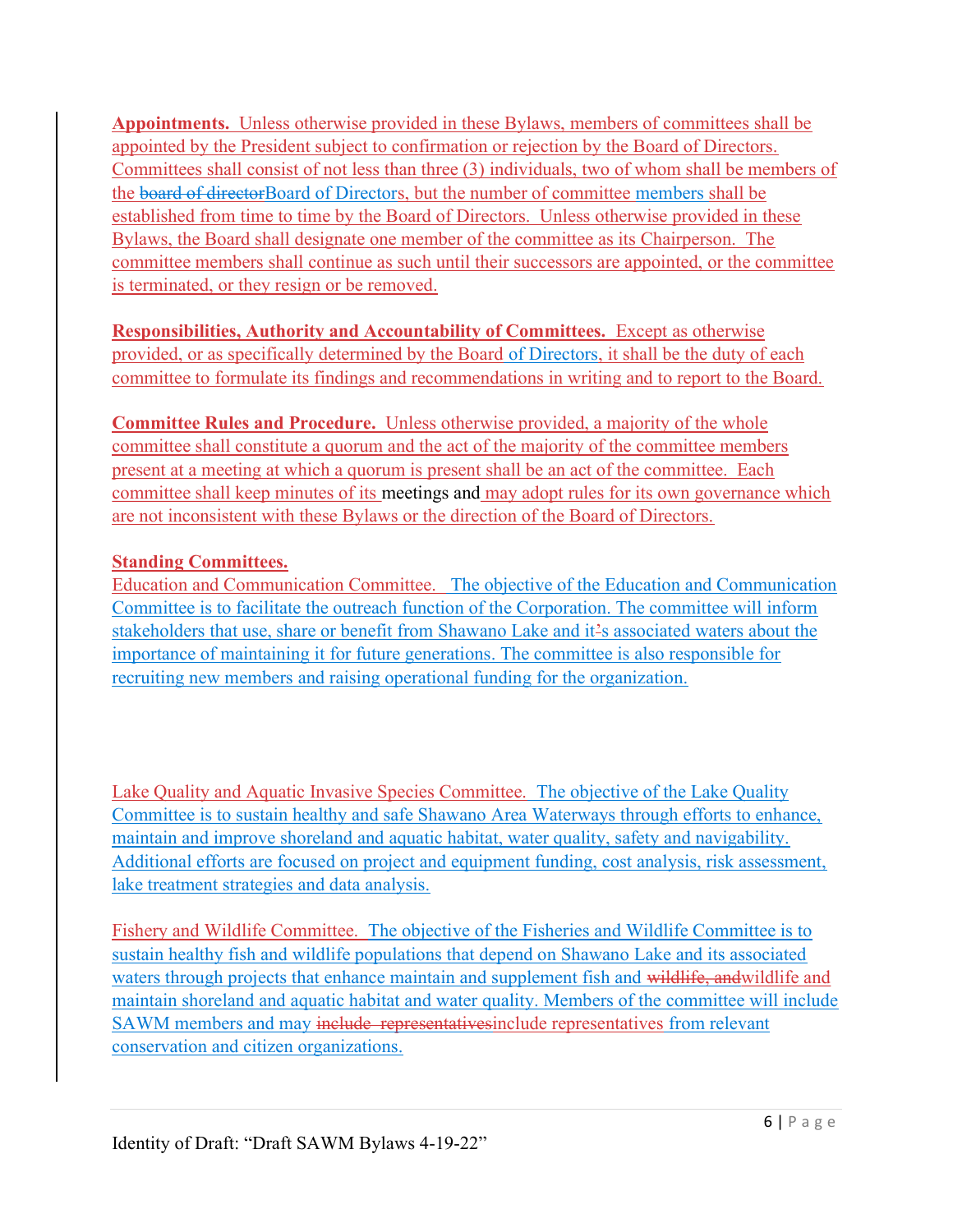**Appointments.** Unless otherwise provided in these Bylaws, members of committees shall be appointed by the President subject to confirmation or rejection by the Board of Directors. Committees shall consist of not less than three (3) individuals, two of whom shall be members of the ~~board of director~~Board of Directors, but the number of committee members shall be established from time to time by the Board of Directors. Unless otherwise provided in these Bylaws, the Board shall designate one member of the committee as its Chairperson. The committee members shall continue as such until their successors are appointed, or the committee is terminated, or they resign or be removed.

**Responsibilities, Authority and Accountability of Committees.** Except as otherwise provided, or as specifically determined by the Board of Directors, it shall be the duty of each committee to formulate its findings and recommendations in writing and to report to the Board.

**Committee Rules and Procedure.** Unless otherwise provided, a majority of the whole committee shall constitute a quorum and the act of the majority of the committee members present at a meeting at which a quorum is present shall be an act of the committee. Each committee shall keep minutes of its meetings and may adopt rules for its own governance which are not inconsistent with these Bylaws or the direction of the Board of Directors.

**Standing Committees.**

Education and Communication Committee. The objective of the Education and Communication Committee is to facilitate the outreach function of the Corporation. The committee will inform stakeholders that use, share or benefit from Shawano Lake and it~~'~~s associated waters about the importance of maintaining it for future generations. The committee is also responsible for recruiting new members and raising operational funding for the organization.

Lake Quality and Aquatic Invasive Species Committee. The objective of the Lake Quality Committee is to sustain healthy and safe Shawano Area Waterways through efforts to enhance, maintain and improve shoreland and aquatic habitat, water quality, safety and navigability. Additional efforts are focused on project and equipment funding, cost analysis, risk assessment, lake treatment strategies and data analysis.

Fishery and Wildlife Committee. The objective of the Fisheries and Wildlife Committee is to sustain healthy fish and wildlife populations that depend on Shawano Lake and its associated waters through projects that enhance maintain and supplement fish and ~~wildlife, and~~wildlife and maintain shoreland and aquatic habitat and water quality. Members of the committee will include SAWM members and may ~~include representatives~~include representatives from relevant conservation and citizen organizations.

Identity of Draft: "Draft SAWM Bylaws 4-19-22"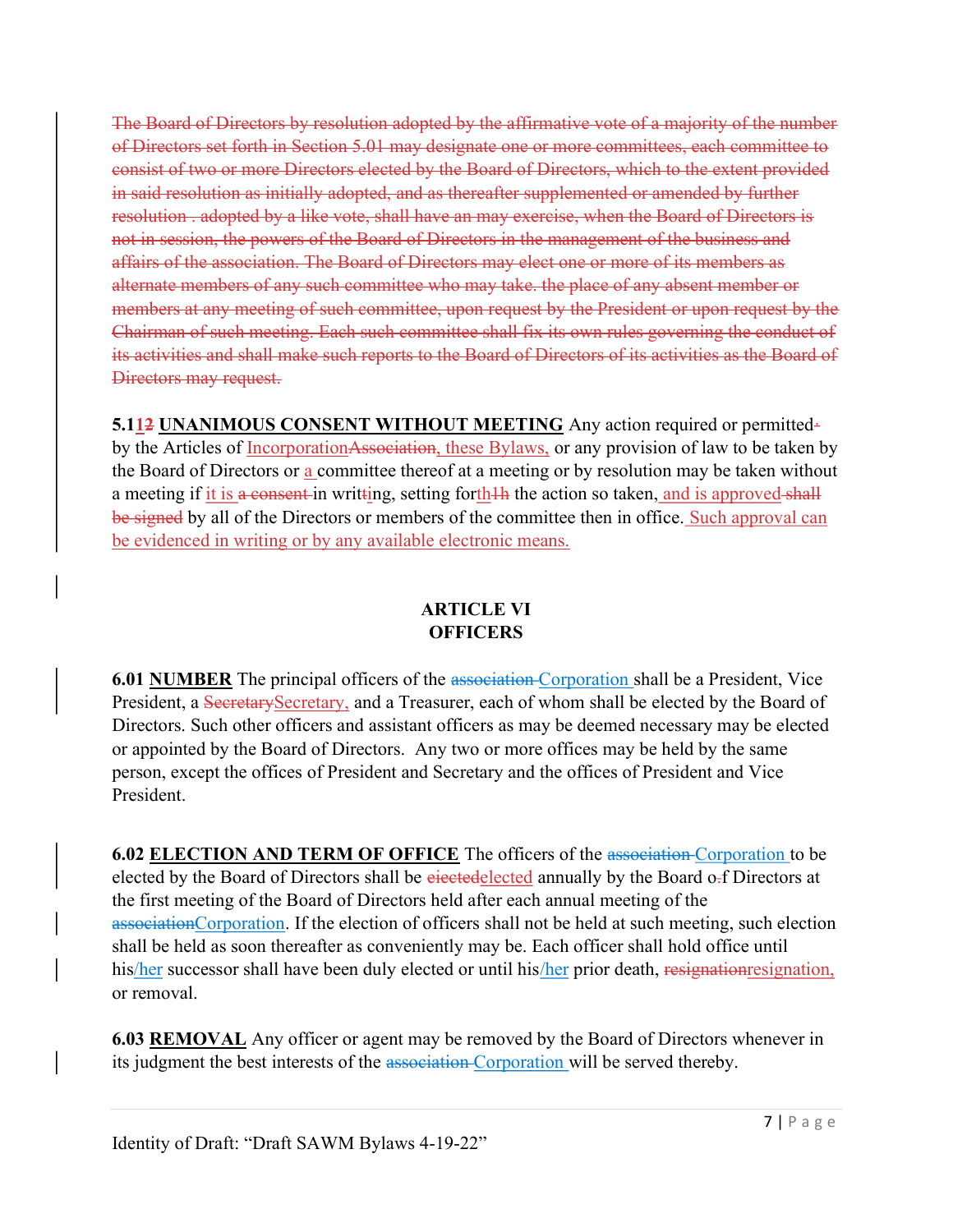~~The Board of Directors by resolution adopted by the affirmative vote of a majority of the number of Directors set forth in Section 5.01 may designate one or more committees, each committee to consist of two or more Directors elected by the Board of Directors, which to the extent provided in said resolution as initially adopted, and as thereafter supplemented or amended by further resolution . adopted by a like vote, shall have an may exercise, when the Board of Directors is not in session, the powers of the Board of Directors in the management of the business and affairs of the association. The Board of Directors may elect one or more of its members as alternate members of any such committee who may take. the place of any absent member or members at any meeting of such committee, upon request by the President or upon request by the Chairman of such meeting. Each such committee shall fix its own rules governing the conduct of its activities and shall make such reports to the Board of Directors of its activities as the Board of Directors may request.~~

**5.11~~2~~ UNANIMOUS CONSENT WITHOUT MEETING** Any action required or permitted~~-~~ by the Articles of Incorporation~~Association~~, these Bylaws, or any provision of law to be taken by the Board of Directors or a committee thereof at a meeting or by resolution may be taken without a meeting if it is ~~a consent~~ in writ~~t~~ing, setting forth~~1h~~ the action so taken, and is approved ~~shall be signed~~ by all of the Directors or members of the committee then in office. Such approval can be evidenced in writing or by any available electronic means.

## ARTICLE VI
## OFFICERS

**6.01 NUMBER** The principal officers of the ~~association~~ Corporation shall be a President, Vice President, a ~~Secretary~~Secretary, and a Treasurer, each of whom shall be elected by the Board of Directors. Such other officers and assistant officers as may be deemed necessary may be elected or appointed by the Board of Directors. Any two or more offices may be held by the same person, except the offices of President and Secretary and the offices of President and Vice President.

**6.02 ELECTION AND TERM OF OFFICE** The officers of the ~~association~~ Corporation to be elected by the Board of Directors shall be ~~eiected~~elected annually by the Board o~~-~~f Directors at the first meeting of the Board of Directors held after each annual meeting of the ~~association~~Corporation. If the election of officers shall not be held at such meeting, such election shall be held as soon thereafter as conveniently may be. Each officer shall hold office until his/her successor shall have been duly elected or until his/her prior death, ~~resignation~~resignation, or removal.

**6.03 REMOVAL** Any officer or agent may be removed by the Board of Directors whenever in its judgment the best interests of the ~~association~~ Corporation will be served thereby.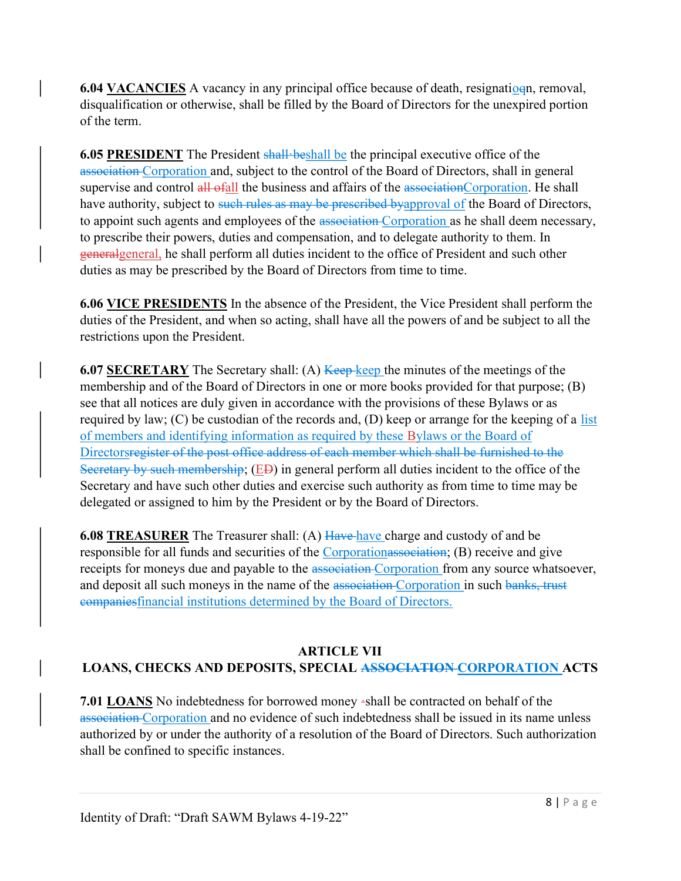**6.04 VACANCIES** A vacancy in any principal office because of death, resignatio~~q~~n, removal, disqualification or otherwise, shall be filled by the Board of Directors for the unexpired portion of the term.

**6.05 PRESIDENT** The President ~~shall be~~shall be the principal executive office of the ~~association~~ Corporation and, subject to the control of the Board of Directors, shall in general supervise and control ~~all of~~all the business and affairs of the ~~association~~Corporation. He shall have authority, subject to ~~such rules as may be prescribed by~~approval of the Board of Directors, to appoint such agents and employees of the ~~association~~ Corporation as he shall deem necessary, to prescribe their powers, duties and compensation, and to delegate authority to them. In ~~general~~general, he shall perform all duties incident to the office of President and such other duties as may be prescribed by the Board of Directors from time to time.

**6.06 VICE PRESIDENTS** In the absence of the President, the Vice President shall perform the duties of the President, and when so acting, shall have all the powers of and be subject to all the restrictions upon the President.

**6.07 SECRETARY** The Secretary shall: (A) ~~Keep~~ keep the minutes of the meetings of the membership and of the Board of Directors in one or more books provided for that purpose; (B) see that all notices are duly given in accordance with the provisions of these Bylaws or as required by law; (C) be custodian of the records and, (D) keep or arrange for the keeping of a list of members and identifying information as required by these Bylaws or the Board of Directors~~register of the post office address of each member which shall be furnished to the Secretary by such membership~~; (E~~D~~) in general perform all duties incident to the office of the Secretary and have such other duties and exercise such authority as from time to time may be delegated or assigned to him by the President or by the Board of Directors.

**6.08 TREASURER** The Treasurer shall: (A) ~~Have~~ have charge and custody of and be responsible for all funds and securities of the Corporation~~association~~; (B) receive and give receipts for moneys due and payable to the ~~association~~ Corporation from any source whatsoever, and deposit all such moneys in the name of the ~~association~~ Corporation in such ~~banks, trust companies~~financial institutions determined by the Board of Directors.

## ARTICLE VII
## LOANS, CHECKS AND DEPOSITS, SPECIAL ~~ASSOCIATION~~ CORPORATION ACTS

**7.01 LOANS** No indebtedness for borrowed money shall be contracted on behalf of the ~~association~~ Corporation and no evidence of such indebtedness shall be issued in its name unless authorized by or under the authority of a resolution of the Board of Directors. Such authorization shall be confined to specific instances.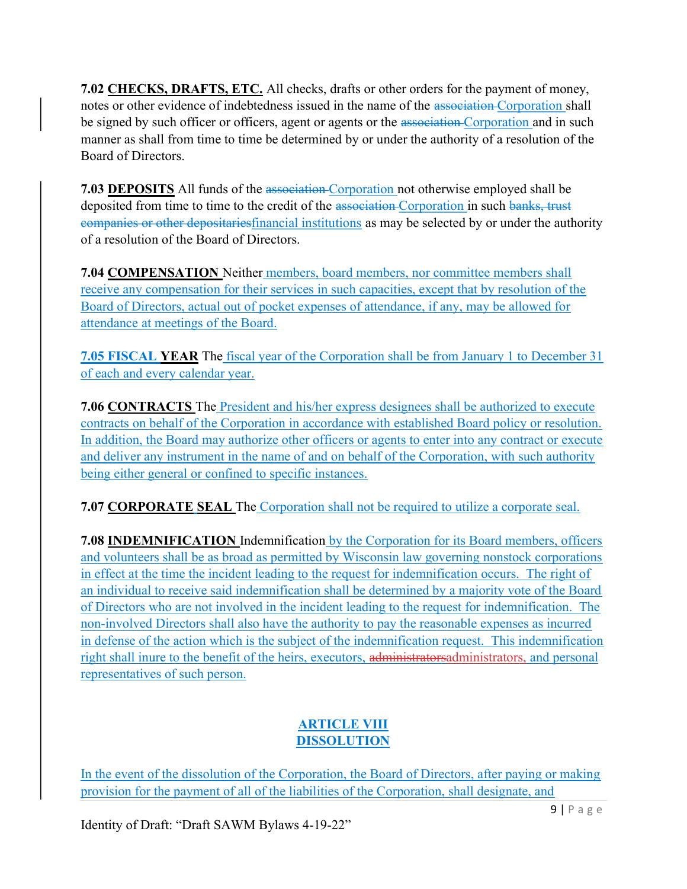**7.02 CHECKS, DRAFTS, ETC.** All checks, drafts or other orders for the payment of money, notes or other evidence of indebtedness issued in the name of the ~~association~~ Corporation shall be signed by such officer or officers, agent or agents or the ~~association~~ Corporation and in such manner as shall from time to time be determined by or under the authority of a resolution of the Board of Directors.

**7.03 DEPOSITS** All funds of the ~~association~~ Corporation not otherwise employed shall be deposited from time to time to the credit of the ~~association~~ Corporation in such ~~banks, trust companies or other depositaries~~financial institutions as may be selected by or under the authority of a resolution of the Board of Directors.

**7.04 COMPENSATION** Neither members, board members, nor committee members shall receive any compensation for their services in such capacities, except that by resolution of the Board of Directors, actual out of pocket expenses of attendance, if any, may be allowed for attendance at meetings of the Board.

**7.05 FISCAL YEAR** The fiscal year of the Corporation shall be from January 1 to December 31 of each and every calendar year.

**7.06 CONTRACTS** The President and his/her express designees shall be authorized to execute contracts on behalf of the Corporation in accordance with established Board policy or resolution. In addition, the Board may authorize other officers or agents to enter into any contract or execute and deliver any instrument in the name of and on behalf of the Corporation, with such authority being either general or confined to specific instances.

**7.07 CORPORATE SEAL** The Corporation shall not be required to utilize a corporate seal.

**7.08 INDEMNIFICATION** Indemnification by the Corporation for its Board members, officers and volunteers shall be as broad as permitted by Wisconsin law governing nonstock corporations in effect at the time the incident leading to the request for indemnification occurs. The right of an individual to receive said indemnification shall be determined by a majority vote of the Board of Directors who are not involved in the incident leading to the request for indemnification. The non-involved Directors shall also have the authority to pay the reasonable expenses as incurred in defense of the action which is the subject of the indemnification request. This indemnification right shall inure to the benefit of the heirs, executors, ~~administrators~~administrators, and personal representatives of such person.

## ARTICLE VIII
## DISSOLUTION

In the event of the dissolution of the Corporation, the Board of Directors, after paying or making provision for the payment of all of the liabilities of the Corporation, shall designate, and

Identity of Draft: "Draft SAWM Bylaws 4-19-22"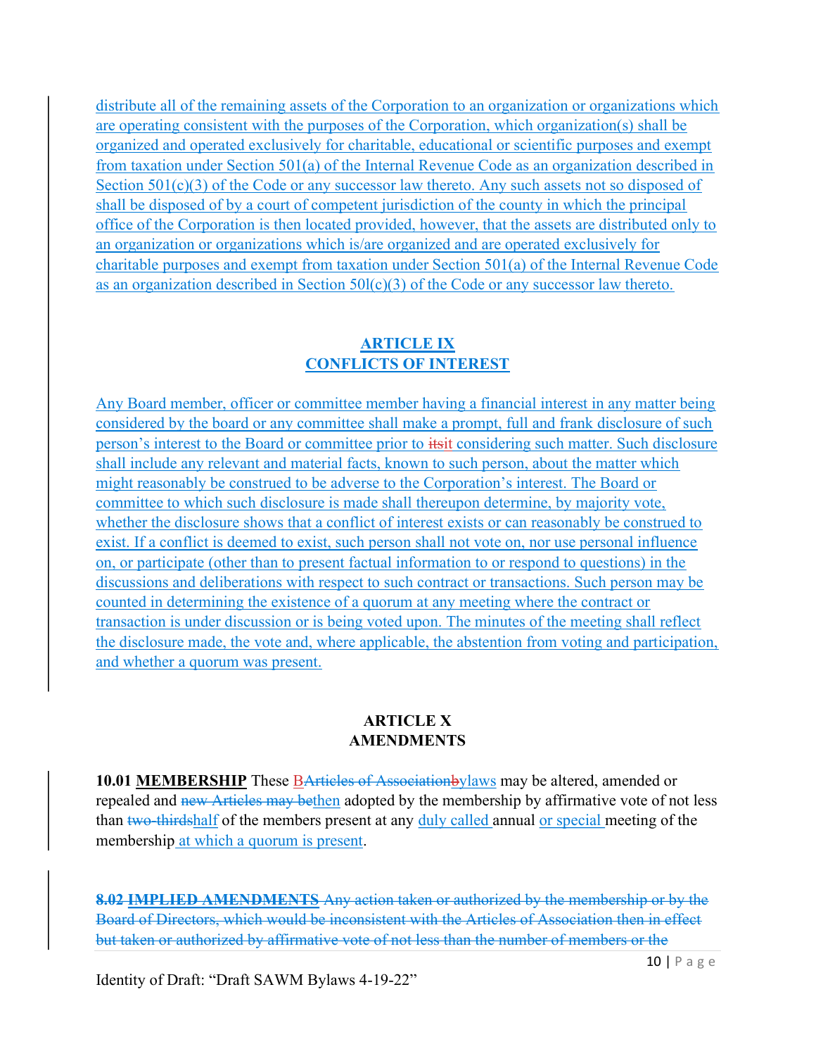distribute all of the remaining assets of the Corporation to an organization or organizations which are operating consistent with the purposes of the Corporation, which organization(s) shall be organized and operated exclusively for charitable, educational or scientific purposes and exempt from taxation under Section 501(a) of the Internal Revenue Code as an organization described in Section 501(c)(3) of the Code or any successor law thereto. Any such assets not so disposed of shall be disposed of by a court of competent jurisdiction of the county in which the principal office of the Corporation is then located provided, however, that the assets are distributed only to an organization or organizations which is/are organized and are operated exclusively for charitable purposes and exempt from taxation under Section 501(a) of the Internal Revenue Code as an organization described in Section 50l(c)(3) of the Code or any successor law thereto.

## ARTICLE IX
## CONFLICTS OF INTEREST

Any Board member, officer or committee member having a financial interest in any matter being considered by the board or any committee shall make a prompt, full and frank disclosure of such person's interest to the Board or committee prior to ~~its~~it considering such matter. Such disclosure shall include any relevant and material facts, known to such person, about the matter which might reasonably be construed to be adverse to the Corporation's interest. The Board or committee to which such disclosure is made shall thereupon determine, by majority vote, whether the disclosure shows that a conflict of interest exists or can reasonably be construed to exist. If a conflict is deemed to exist, such person shall not vote on, nor use personal influence on, or participate (other than to present factual information to or respond to questions) in the discussions and deliberations with respect to such contract or transactions. Such person may be counted in determining the existence of a quorum at any meeting where the contract or transaction is under discussion or is being voted upon. The minutes of the meeting shall reflect the disclosure made, the vote and, where applicable, the abstention from voting and participation, and whether a quorum was present.

## ARTICLE X
## AMENDMENTS

**10.01 MEMBERSHIP** These B~~Articles of Association~~~~b~~ylaws may be altered, amended or repealed and ~~new Articles may be~~then adopted by the membership by affirmative vote of not less than ~~two-thirds~~half of the members present at any duly called annual or special meeting of the membership at which a quorum is present.

~~**8.02 IMPLIED AMENDMENTS** Any action taken or authorized by the membership or by the Board of Directors, which would be inconsistent with the Articles of Association then in effect but taken or authorized by affirmative vote of not less than the number of members or the~~

Identity of Draft: "Draft SAWM Bylaws 4-19-22"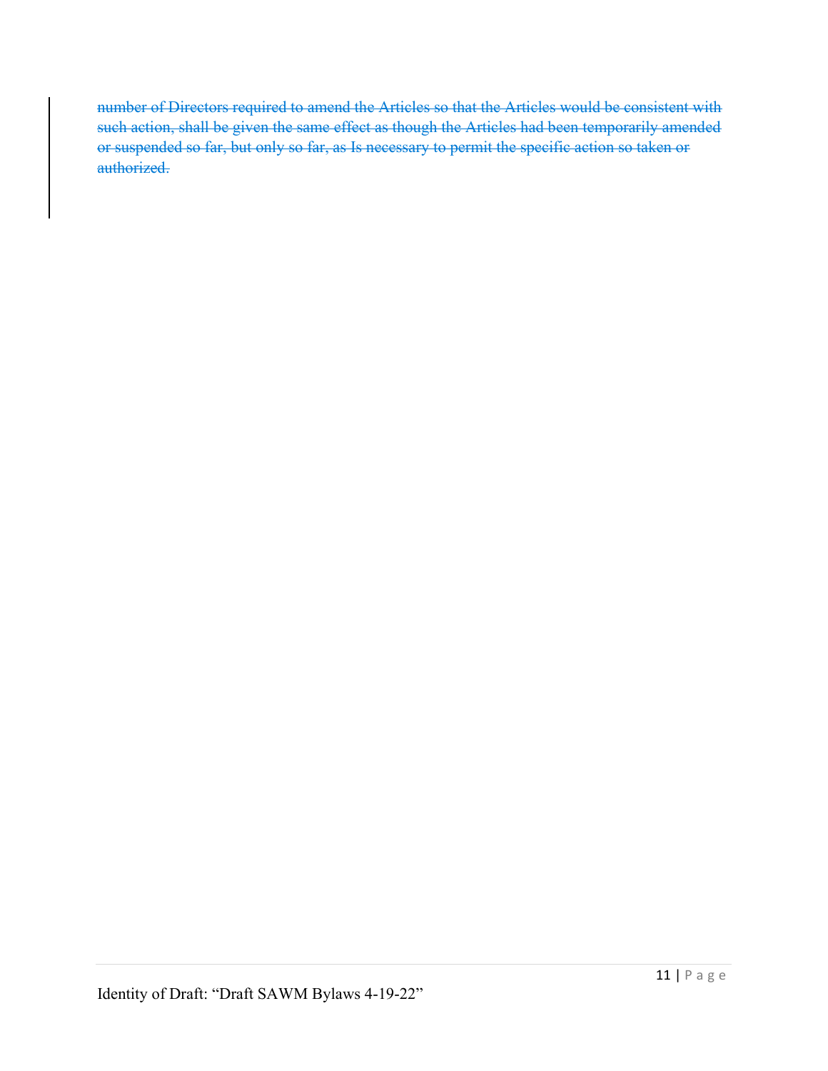~~number of Directors required to amend the Articles so that the Articles would be consistent with such action, shall be given the same effect as though the Articles had been temporarily amended or suspended so far, but only so far, as Is necessary to permit the specific action so taken or authorized.~~

Identity of Draft: "Draft SAWM Bylaws 4-19-22"